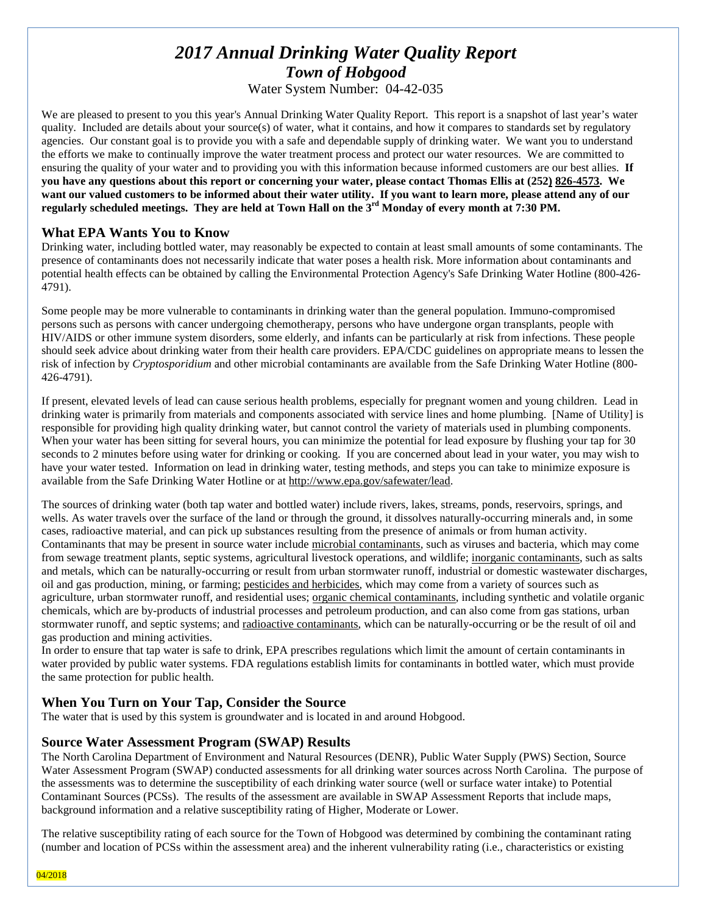# *2017 Annual Drinking Water Quality Report*

## *Town of Hobgood*

Water System Number: 04-42-035

We are pleased to present to you this year's Annual Drinking Water Quality Report. This report is a snapshot of last year's water quality. Included are details about your source(s) of water, what it contains, and how it compares to standards set by regulatory agencies. Our constant goal is to provide you with a safe and dependable supply of drinking water. We want you to understand the efforts we make to continually improve the water treatment process and protect our water resources. We are committed to ensuring the quality of your water and to providing you with this information because informed customers are our best allies. **If you have any questions about this report or concerning your water, please contact Thomas Ellis at (252) 826-4573. We want our valued customers to be informed about their water utility. If you want to learn more, please attend any of our regularly scheduled meetings. They are held at Town Hall on the 3rd Monday of every month at 7:30 PM.**

## What EPA Wants You to Know

Drinking water, including bottled water, may reasonably be expected to contain at least small amounts of some contaminants. The presence of contaminants does not necessarily indicate that water poses a health risk. More information about contaminants and potential health effects can be obtained by calling the Environmental Protection Agency's Safe Drinking Water Hotline (800-426-4791).

Some people may be more vulnerable to contaminants in drinking water than the general population. Immuno-compromised persons such as persons with cancer undergoing chemotherapy, persons who have undergone organ transplants, people with HIV/AIDS or other immune system disorders, some elderly, and infants can be particularly at risk from infections. These people should seek advice about drinking water from their health care providers. EPA/CDC guidelines on appropriate means to lessen the risk of infection by *Cryptosporidium* and other microbial contaminants are available from the Safe Drinking Water Hotline (800-426-4791).

If present, elevated levels of lead can cause serious health problems, especially for pregnant women and young children. Lead in drinking water is primarily from materials and components associated with service lines and home plumbing. [Name of Utility] is responsible for providing high quality drinking water, but cannot control the variety of materials used in plumbing components. When your water has been sitting for several hours, you can minimize the potential for lead exposure by flushing your tap for 30 seconds to 2 minutes before using water for drinking or cooking. If you are concerned about lead in your water, you may wish to have your water tested. Information on lead in drinking water, testing methods, and steps you can take to minimize exposure is available from the Safe Drinking Water Hotline or at http://www.epa.gov/safewater/lead.

The sources of drinking water (both tap water and bottled water) include rivers, lakes, streams, ponds, reservoirs, springs, and wells. As water travels over the surface of the land or through the ground, it dissolves naturally-occurring minerals and, in some cases, radioactive material, and can pick up substances resulting from the presence of animals or from human activity. Contaminants that may be present in source water include microbial contaminants, such as viruses and bacteria, which may come from sewage treatment plants, septic systems, agricultural livestock operations, and wildlife; inorganic contaminants, such as salts and metals, which can be naturally-occurring or result from urban stormwater runoff, industrial or domestic wastewater discharges, oil and gas production, mining, or farming; pesticides and herbicides, which may come from a variety of sources such as agriculture, urban stormwater runoff, and residential uses; organic chemical contaminants, including synthetic and volatile organic chemicals, which are by-products of industrial processes and petroleum production, and can also come from gas stations, urban stormwater runoff, and septic systems; and radioactive contaminants, which can be naturally-occurring or be the result of oil and gas production and mining activities.
In order to ensure that tap water is safe to drink, EPA prescribes regulations which limit the amount of certain contaminants in water provided by public water systems. FDA regulations establish limits for contaminants in bottled water, which must provide the same protection for public health.

## When You Turn on Your Tap, Consider the Source

The water that is used by this system is groundwater and is located in and around Hobgood.

## Source Water Assessment Program (SWAP) Results

The North Carolina Department of Environment and Natural Resources (DENR), Public Water Supply (PWS) Section, Source Water Assessment Program (SWAP) conducted assessments for all drinking water sources across North Carolina. The purpose of the assessments was to determine the susceptibility of each drinking water source (well or surface water intake) to Potential Contaminant Sources (PCSs). The results of the assessment are available in SWAP Assessment Reports that include maps, background information and a relative susceptibility rating of Higher, Moderate or Lower.

The relative susceptibility rating of each source for the Town of Hobgood was determined by combining the contaminant rating (number and location of PCSs within the assessment area) and the inherent vulnerability rating (i.e., characteristics or existing

04/2018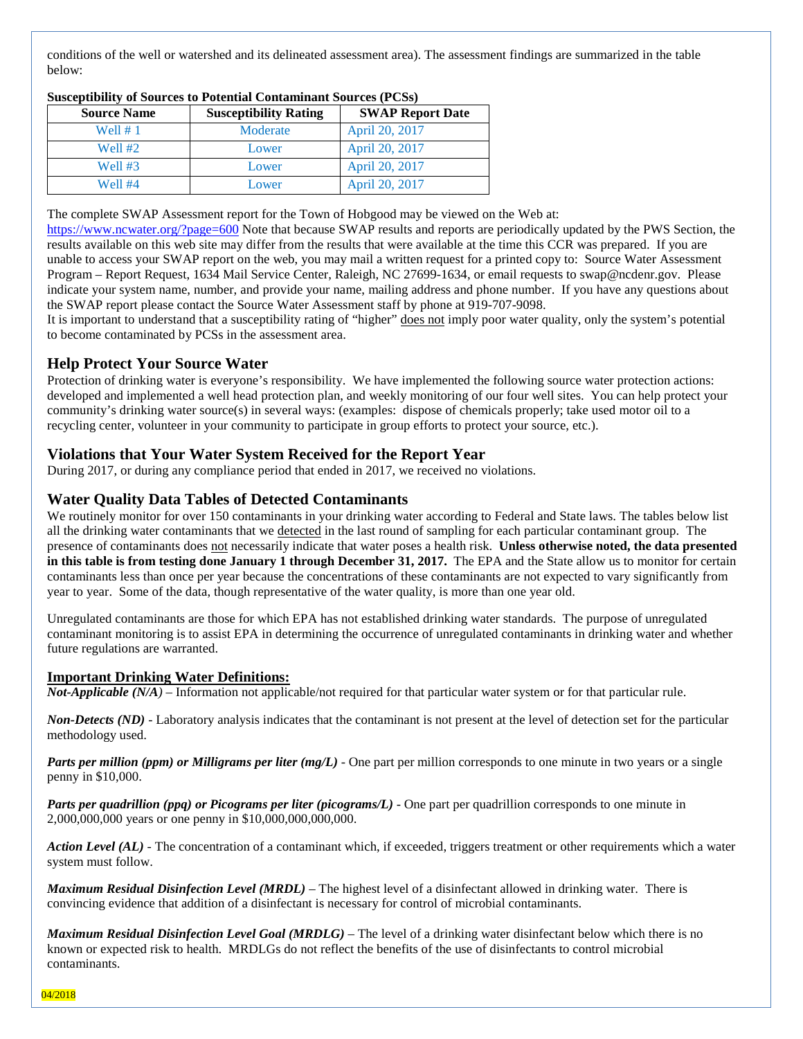conditions of the well or watershed and its delineated assessment area). The assessment findings are summarized in the table below:

**Susceptibility of Sources to Potential Contaminant Sources (PCSs)**

| Source Name | Susceptibility Rating | SWAP Report Date |
|---|---|---|
| Well # 1 | Moderate | April 20, 2017 |
| Well #2 | Lower | April 20, 2017 |
| Well #3 | Lower | April 20, 2017 |
| Well #4 | Lower | April 20, 2017 |

The complete SWAP Assessment report for the Town of Hobgood may be viewed on the Web at: https://www.ncwater.org/?page=600 Note that because SWAP results and reports are periodically updated by the PWS Section, the results available on this web site may differ from the results that were available at the time this CCR was prepared. If you are unable to access your SWAP report on the web, you may mail a written request for a printed copy to: Source Water Assessment Program – Report Request, 1634 Mail Service Center, Raleigh, NC 27699-1634, or email requests to swap@ncdenr.gov. Please indicate your system name, number, and provide your name, mailing address and phone number. If you have any questions about the SWAP report please contact the Source Water Assessment staff by phone at 919-707-9098.

It is important to understand that a susceptibility rating of "higher" does not imply poor water quality, only the system's potential to become contaminated by PCSs in the assessment area.

## Help Protect Your Source Water

Protection of drinking water is everyone's responsibility. We have implemented the following source water protection actions: developed and implemented a well head protection plan, and weekly monitoring of our four well sites. You can help protect your community's drinking water source(s) in several ways: (examples: dispose of chemicals properly; take used motor oil to a recycling center, volunteer in your community to participate in group efforts to protect your source, etc.).

## Violations that Your Water System Received for the Report Year

During 2017, or during any compliance period that ended in 2017, we received no violations.

## Water Quality Data Tables of Detected Contaminants

We routinely monitor for over 150 contaminants in your drinking water according to Federal and State laws. The tables below list all the drinking water contaminants that we detected in the last round of sampling for each particular contaminant group. The presence of contaminants does not necessarily indicate that water poses a health risk. **Unless otherwise noted, the data presented in this table is from testing done January 1 through December 31, 2017.** The EPA and the State allow us to monitor for certain contaminants less than once per year because the concentrations of these contaminants are not expected to vary significantly from year to year. Some of the data, though representative of the water quality, is more than one year old.

Unregulated contaminants are those for which EPA has not established drinking water standards. The purpose of unregulated contaminant monitoring is to assist EPA in determining the occurrence of unregulated contaminants in drinking water and whether future regulations are warranted.

### Important Drinking Water Definitions:

***Not-Applicable (N/A)*** – Information not applicable/not required for that particular water system or for that particular rule.

***Non-Detects (ND)*** - Laboratory analysis indicates that the contaminant is not present at the level of detection set for the particular methodology used.

***Parts per million (ppm) or Milligrams per liter (mg/L)*** - One part per million corresponds to one minute in two years or a single penny in $10,000.

***Parts per quadrillion (ppq) or Picograms per liter (picograms/L)*** - One part per quadrillion corresponds to one minute in 2,000,000,000 years or one penny in $10,000,000,000,000.

***Action Level (AL)*** - The concentration of a contaminant which, if exceeded, triggers treatment or other requirements which a water system must follow.

***Maximum Residual Disinfection Level (MRDL)*** – The highest level of a disinfectant allowed in drinking water. There is convincing evidence that addition of a disinfectant is necessary for control of microbial contaminants.

***Maximum Residual Disinfection Level Goal (MRDLG)*** – The level of a drinking water disinfectant below which there is no known or expected risk to health. MRDLGs do not reflect the benefits of the use of disinfectants to control microbial contaminants.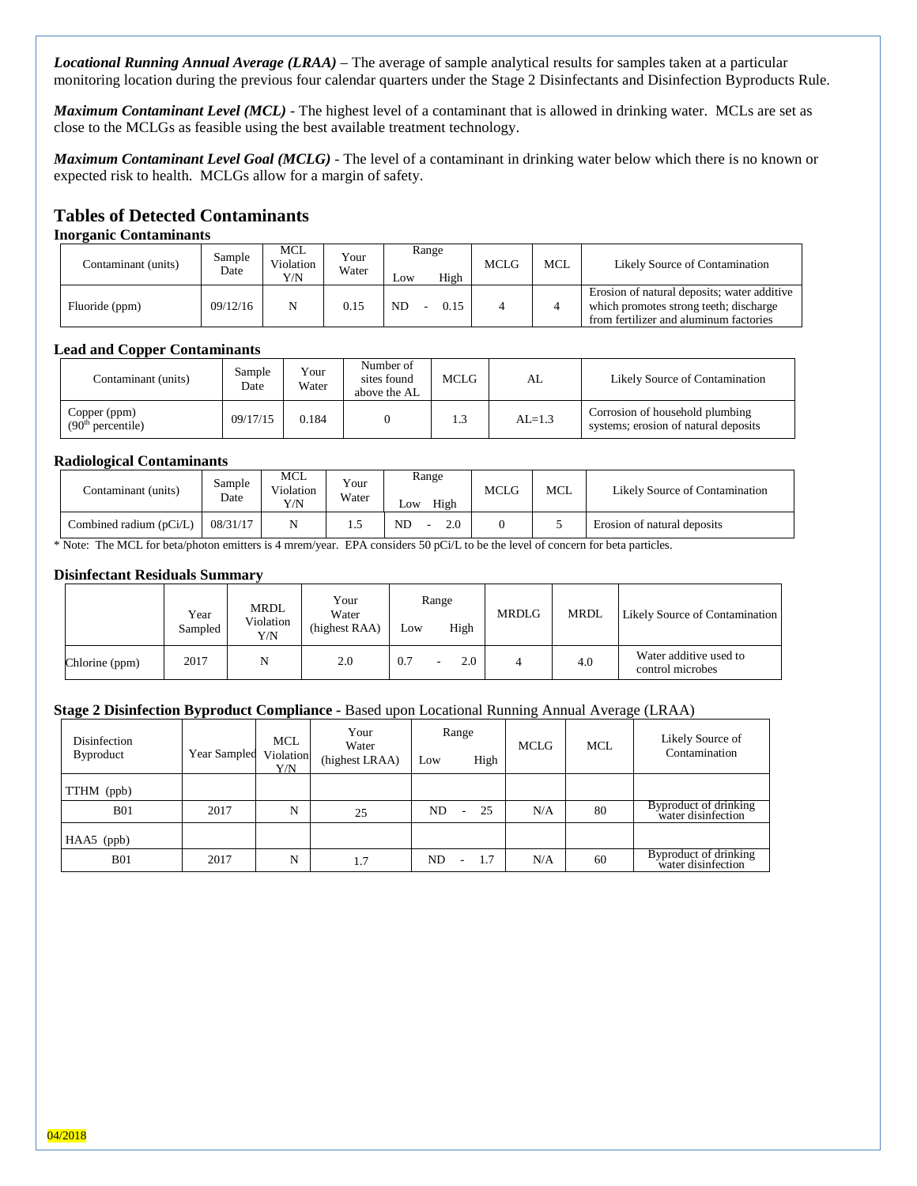***Locational Running Annual Average (LRAA)*** – The average of sample analytical results for samples taken at a particular monitoring location during the previous four calendar quarters under the Stage 2 Disinfectants and Disinfection Byproducts Rule.

***Maximum Contaminant Level (MCL)*** - The highest level of a contaminant that is allowed in drinking water. MCLs are set as close to the MCLGs as feasible using the best available treatment technology.

***Maximum Contaminant Level Goal (MCLG)*** - The level of a contaminant in drinking water below which there is no known or expected risk to health. MCLGs allow for a margin of safety.

## Tables of Detected Contaminants

### Inorganic Contaminants

| Contaminant (units) | Sample Date | MCL Violation Y/N | Your Water | Range | | MCLG | MCL | Likely Source of Contamination |
|---|---|---|---|---|---|---|---|---|
| | | | | Low | High | | | |
| Fluoride (ppm) | 09/12/16 | N | 0.15 | ND | 0.15 | 4 | 4 | Erosion of natural deposits; water additive which promotes strong teeth; discharge from fertilizer and aluminum factories |

### Lead and Copper Contaminants

| Contaminant (units) | Sample Date | Your Water | Number of sites found above the AL | MCLG | AL | Likely Source of Contamination |
|---|---|---|---|---|---|---|
| Copper (ppm) (90th percentile) | 09/17/15 | 0.184 | 0 | 1.3 | AL=1.3 | Corrosion of household plumbing systems; erosion of natural deposits |

### Radiological Contaminants

| Contaminant (units) | Sample Date | MCL Violation Y/N | Your Water | Range | | MCLG | MCL | Likely Source of Contamination |
|---|---|---|---|---|---|---|---|---|
| | | | | Low | High | | | |
| Combined radium (pCi/L) | 08/31/17 | N | 1.5 | ND | 2.0 | 0 | 5 | Erosion of natural deposits |

* Note: The MCL for beta/photon emitters is 4 mrem/year. EPA considers 50 pCi/L to be the level of concern for beta particles.

### Disinfectant Residuals Summary

| | Year Sampled | MRDL Violation Y/N | Your Water (highest RAA) | Range | | MRDLG | MRDL | Likely Source of Contamination |
|---|---|---|---|---|---|---|---|---|
| | | | | Low | High | | | |
| Chlorine (ppm) | 2017 | N | 2.0 | 0.7 | 2.0 | 4 | 4.0 | Water additive used to control microbes |

### Stage 2 Disinfection Byproduct Compliance - Based upon Locational Running Annual Average (LRAA)

| Disinfection Byproduct | Year Sampled | MCL Violation Y/N | Your Water (highest LRAA) | Range | | MCLG | MCL | Likely Source of Contamination |
|---|---|---|---|---|---|---|---|---|
| | | | | Low | High | | | |
| TTHM (ppb) | | | | | | | | |
| B01 | 2017 | N | 25 | ND | 25 | N/A | 80 | Byproduct of drinking water disinfection |
| HAA5 (ppb) | | | | | | | | |
| B01 | 2017 | N | 1.7 | ND | 1.7 | N/A | 60 | Byproduct of drinking water disinfection |

04/2018